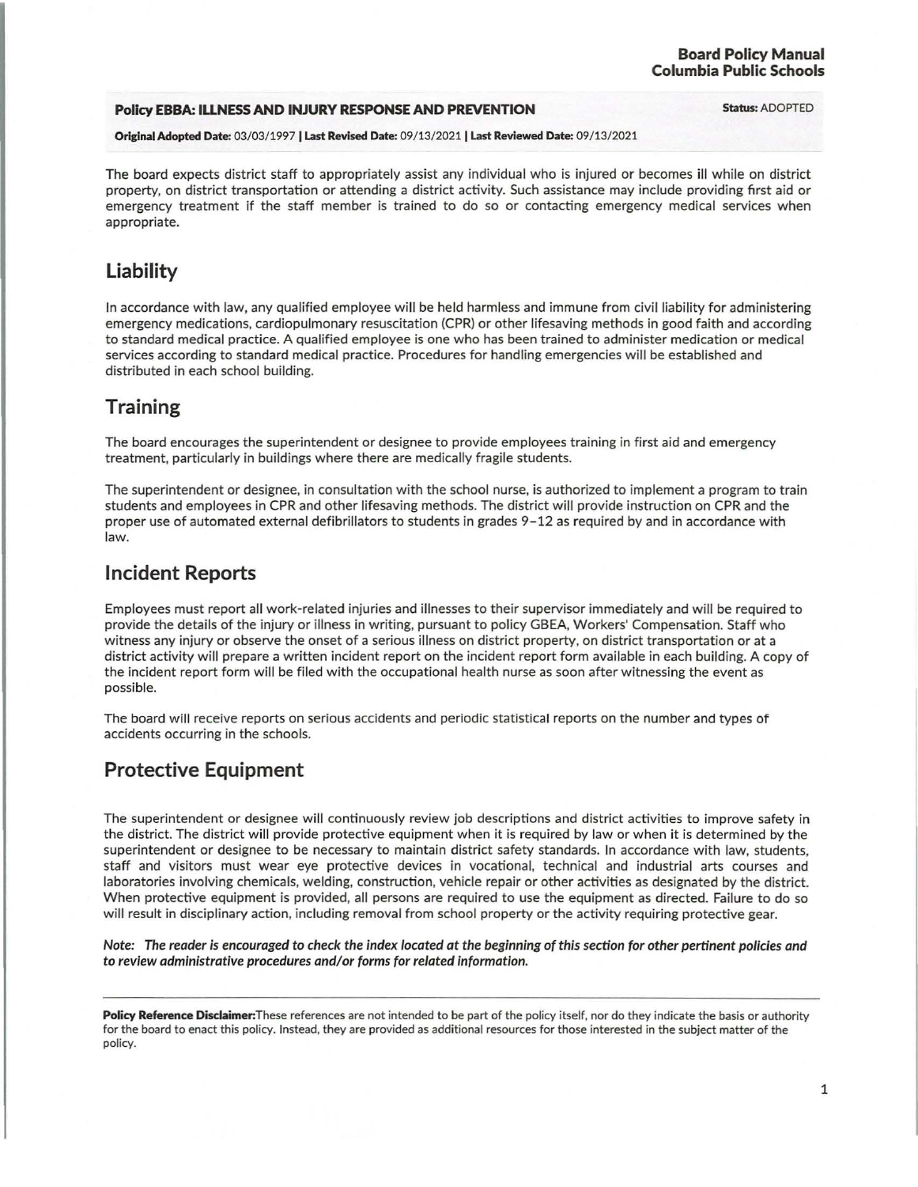**Board Policy Manual**
**Columbia Public Schools**

**Policy EBBA: ILLNESS AND INJURY RESPONSE AND PREVENTION** **Status:** ADOPTED

**Original Adopted Date:** 03/03/1997 | **Last Revised Date:** 09/13/2021 | **Last Reviewed Date:** 09/13/2021

The board expects district staff to appropriately assist any individual who is injured or becomes ill while on district property, on district transportation or attending a district activity. Such assistance may include providing first aid or emergency treatment if the staff member is trained to do so or contacting emergency medical services when appropriate.

## Liability

In accordance with law, any qualified employee will be held harmless and immune from civil liability for administering emergency medications, cardiopulmonary resuscitation (CPR) or other lifesaving methods in good faith and according to standard medical practice. A qualified employee is one who has been trained to administer medication or medical services according to standard medical practice. Procedures for handling emergencies will be established and distributed in each school building.

## Training

The board encourages the superintendent or designee to provide employees training in first aid and emergency treatment, particularly in buildings where there are medically fragile students.

The superintendent or designee, in consultation with the school nurse, is authorized to implement a program to train students and employees in CPR and other lifesaving methods. The district will provide instruction on CPR and the proper use of automated external defibrillators to students in grades 9–12 as required by and in accordance with law.

## Incident Reports

Employees must report all work-related injuries and illnesses to their supervisor immediately and will be required to provide the details of the injury or illness in writing, pursuant to policy GBEA, Workers' Compensation. Staff who witness any injury or observe the onset of a serious illness on district property, on district transportation or at a district activity will prepare a written incident report on the incident report form available in each building. A copy of the incident report form will be filed with the occupational health nurse as soon after witnessing the event as possible.

The board will receive reports on serious accidents and periodic statistical reports on the number and types of accidents occurring in the schools.

## Protective Equipment

The superintendent or designee will continuously review job descriptions and district activities to improve safety in the district. The district will provide protective equipment when it is required by law or when it is determined by the superintendent or designee to be necessary to maintain district safety standards. In accordance with law, students, staff and visitors must wear eye protective devices in vocational, technical and industrial arts courses and laboratories involving chemicals, welding, construction, vehicle repair or other activities as designated by the district. When protective equipment is provided, all persons are required to use the equipment as directed. Failure to do so will result in disciplinary action, including removal from school property or the activity requiring protective gear.

***Note: The reader is encouraged to check the index located at the beginning of this section for other pertinent policies and to review administrative procedures and/or forms for related information.***

---

**Policy Reference Disclaimer:** These references are not intended to be part of the policy itself, nor do they indicate the basis or authority for the board to enact this policy. Instead, they are provided as additional resources for those interested in the subject matter of the policy.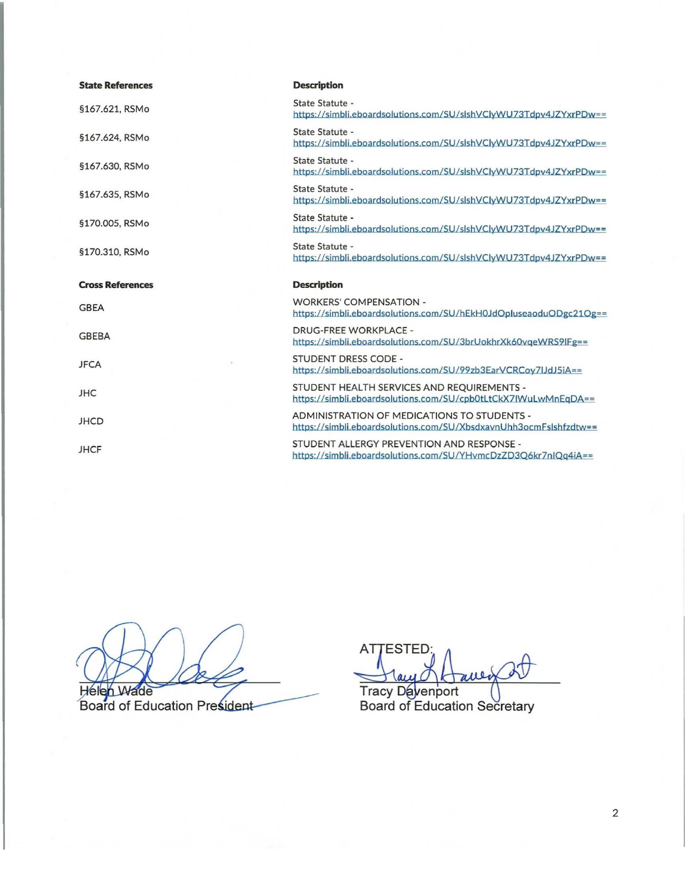| State References | Description |
| --- | --- |
| §167.621, RSMo | State Statute - https://simbli.eboardsolutions.com/SU/slshVClyWU73Tdpv4JZYxrPDw== |
| §167.624, RSMo | State Statute - https://simbli.eboardsolutions.com/SU/slshVClyWU73Tdpv4JZYxrPDw== |
| §167.630, RSMo | State Statute - https://simbli.eboardsolutions.com/SU/slshVClyWU73Tdpv4JZYxrPDw== |
| §167.635, RSMo | State Statute - https://simbli.eboardsolutions.com/SU/slshVClyWU73Tdpv4JZYxrPDw== |
| §170.005, RSMo | State Statute - https://simbli.eboardsolutions.com/SU/slshVClyWU73Tdpv4JZYxrPDw== |
| §170.310, RSMo | State Statute - https://simbli.eboardsolutions.com/SU/slshVClyWU73Tdpv4JZYxrPDw== |

| Cross References | Description |
| --- | --- |
| GBEA | WORKERS' COMPENSATION - https://simbli.eboardsolutions.com/SU/hEkH0JdOpluseaoduODgc21Og== |
| GBEBA | DRUG-FREE WORKPLACE - https://simbli.eboardsolutions.com/SU/3brUokhrXk60vqeWRS9lFg== |
| JFCA | STUDENT DRESS CODE - https://simbli.eboardsolutions.com/SU/99zb3EarVCRCoy7lJdJ5iA== |
| JHC | STUDENT HEALTH SERVICES AND REQUIREMENTS - https://simbli.eboardsolutions.com/SU/cpb0tLtCkX7lWuLwMnEqDA== |
| JHCD | ADMINISTRATION OF MEDICATIONS TO STUDENTS - https://simbli.eboardsolutions.com/SU/XbsdxavnUhh3ocmFslshfzdtw== |
| JHCF | STUDENT ALLERGY PREVENTION AND RESPONSE - https://simbli.eboardsolutions.com/SU/YHvmcDzZD3Q6kr7nlQq4iA== |

Helen Wade
Board of Education President

ATTESTED:

Tracy Davenport
Board of Education Secretary